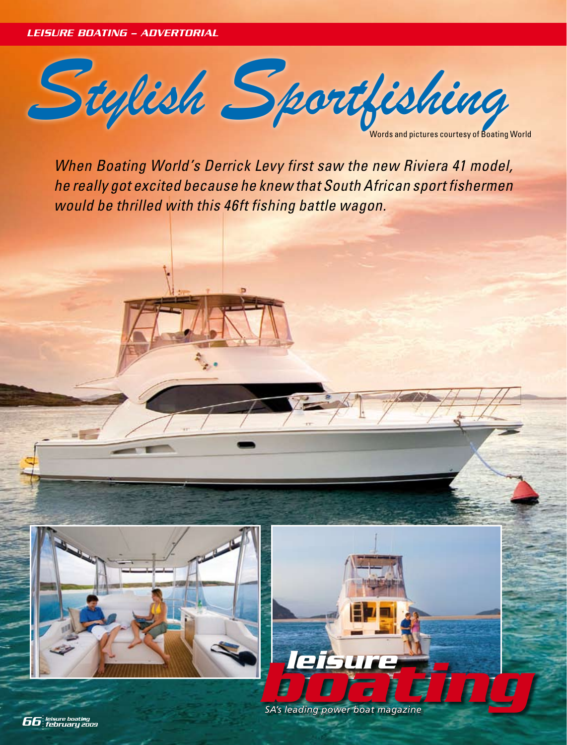# Stylish Sportfishing

Words and pictures courtesy of Boating World

*When Boating World's Derrick Levy first saw the new Riviera 41 model, he really got excited because he knew that South African sport fishermen would be thrilled with this 46ft fishing battle wagon.*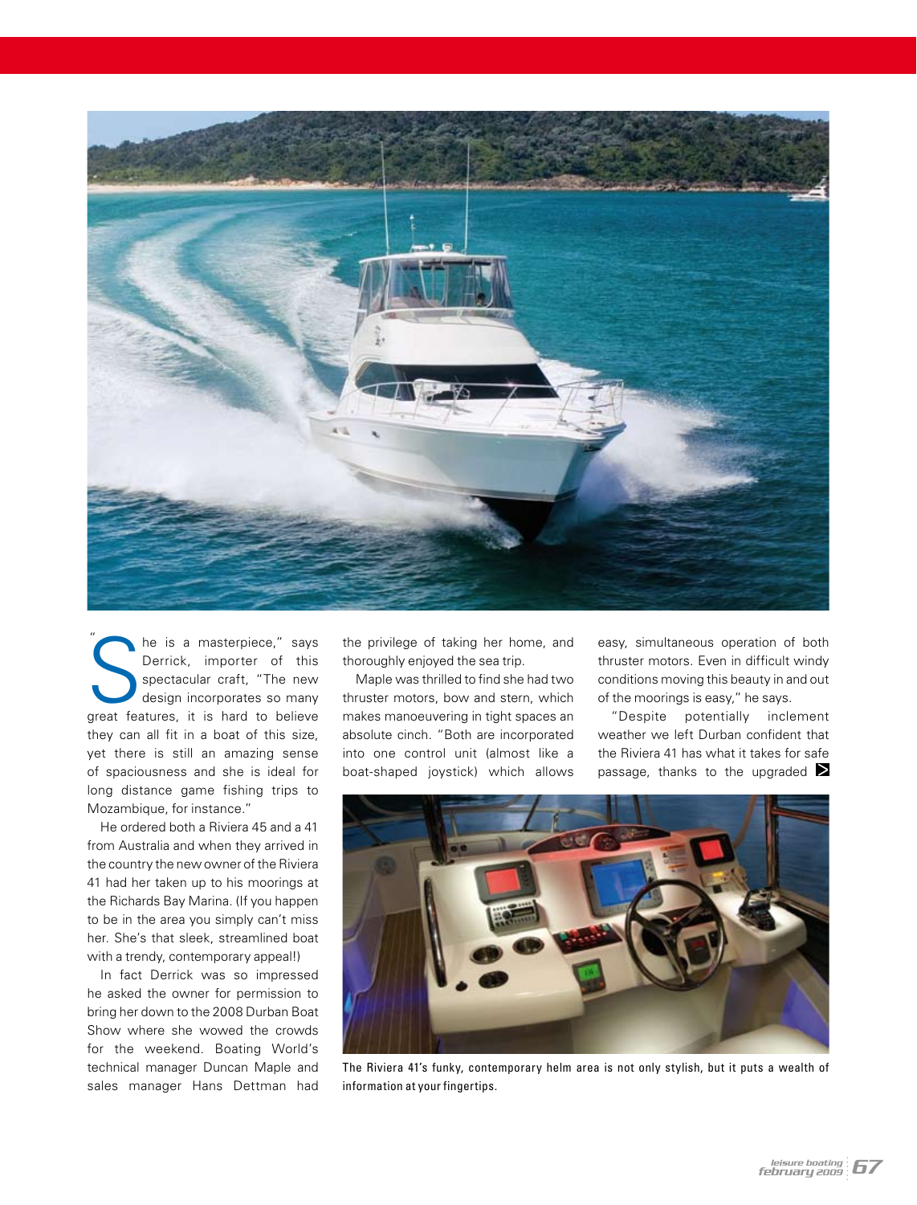"She is a masterpiece," says Derrick, importer of this spectacular craft, "The new design incorporates so many great features, it is hard to believe they can all fit in a boat of this size, yet there is still an amazing sense of spaciousness and she is ideal for long distance game fishing trips to Mozambique, for instance."

He ordered both a Riviera 45 and a 41 from Australia and when they arrived in the country the new owner of the Riviera 41 had her taken up to his moorings at the Richards Bay Marina. (If you happen to be in the area you simply can't miss her. She's that sleek, streamlined boat with a trendy, contemporary appeal!)

In fact Derrick was so impressed he asked the owner for permission to bring her down to the 2008 Durban Boat Show where she wowed the crowds for the weekend. Boating World's technical manager Duncan Maple and sales manager Hans Dettman had the privilege of taking her home, and thoroughly enjoyed the sea trip.

Maple was thrilled to find she had two thruster motors, bow and stern, which makes manoeuvering in tight spaces an absolute cinch. "Both are incorporated into one control unit (almost like a boat-shaped joystick) which allows easy, simultaneous operation of both thruster motors. Even in difficult windy conditions moving this beauty in and out of the moorings is easy," he says.

"Despite potentially inclement weather we left Durban confident that the Riviera 41 has what it takes for safe passage, thanks to the upgraded

The Riviera 41's funky, contemporary helm area is not only stylish, but it puts a wealth of information at your fingertips.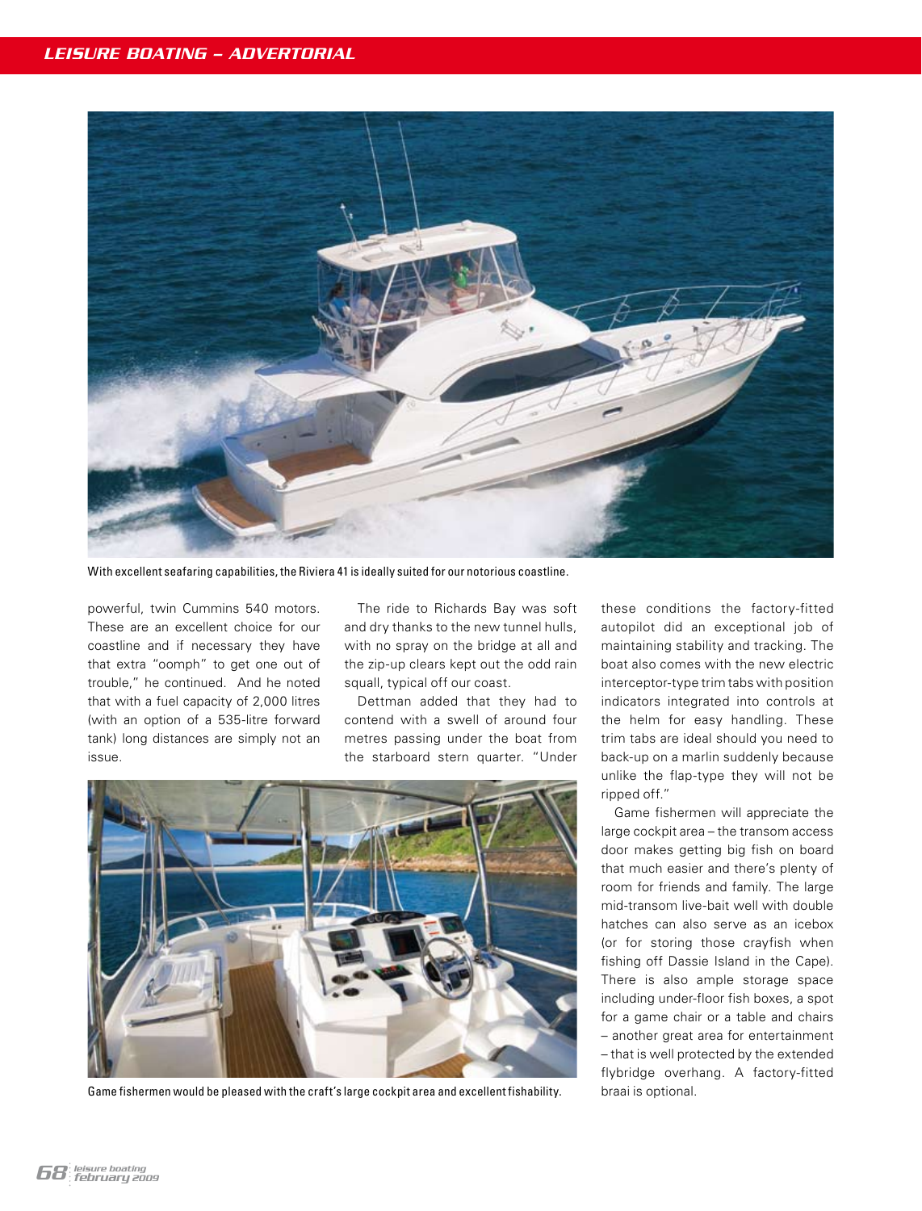With excellent seafaring capabilities, the Riviera 41 is ideally suited for our notorious coastline.

powerful, twin Cummins 540 motors. These are an excellent choice for our coastline and if necessary they have that extra "oomph" to get one out of trouble," he continued. And he noted that with a fuel capacity of 2,000 litres (with an option of a 535-litre forward tank) long distances are simply not an issue.

The ride to Richards Bay was soft and dry thanks to the new tunnel hulls, with no spray on the bridge at all and the zip-up clears kept out the odd rain squall, typical off our coast.

Dettman added that they had to contend with a swell of around four metres passing under the boat from the starboard stern quarter. "Under these conditions the factory-fitted autopilot did an exceptional job of maintaining stability and tracking. The boat also comes with the new electric interceptor-type trim tabs with position indicators integrated into controls at the helm for easy handling. These trim tabs are ideal should you need to back-up on a marlin suddenly because unlike the flap-type they will not be ripped off."

Game fishermen will appreciate the large cockpit area – the transom access door makes getting big fish on board that much easier and there's plenty of room for friends and family. The large mid-transom live-bait well with double hatches can also serve as an icebox (or for storing those crayfish when fishing off Dassie Island in the Cape). There is also ample storage space including under-floor fish boxes, a spot for a game chair or a table and chairs – another great area for entertainment – that is well protected by the extended flybridge overhang. A factory-fitted braai is optional.

Game fishermen would be pleased with the craft's large cockpit area and excellent fishability.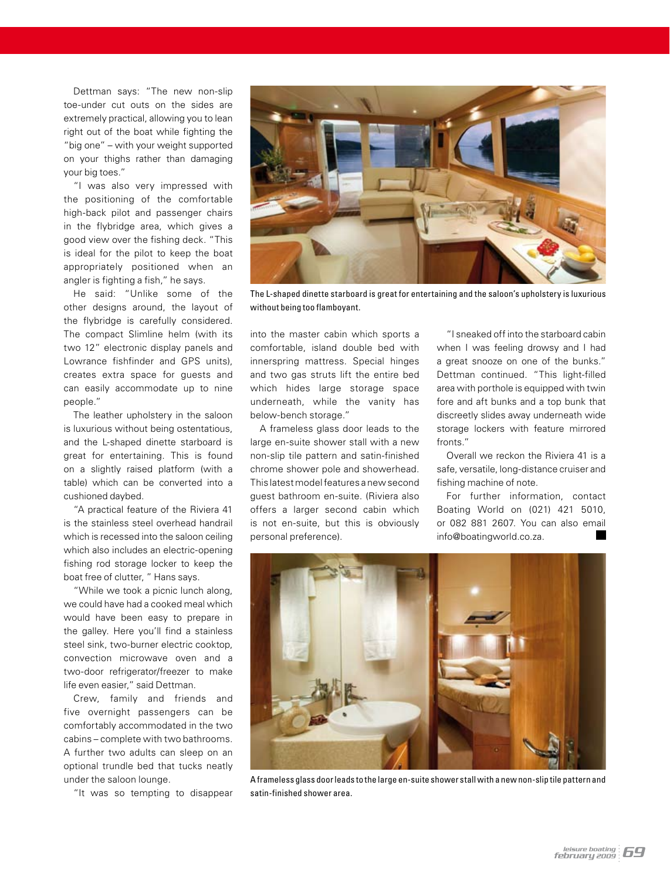Dettman says: "The new non-slip toe-under cut outs on the sides are extremely practical, allowing you to lean right out of the boat while fighting the "big one" – with your weight supported on your thighs rather than damaging your big toes."

"I was also very impressed with the positioning of the comfortable high-back pilot and passenger chairs in the flybridge area, which gives a good view over the fishing deck. "This is ideal for the pilot to keep the boat appropriately positioned when an angler is fighting a fish," he says.

He said: "Unlike some of the other designs around, the layout of the flybridge is carefully considered. The compact Slimline helm (with its two 12" electronic display panels and Lowrance fishfinder and GPS units), creates extra space for guests and can easily accommodate up to nine people."

The leather upholstery in the saloon is luxurious without being ostentatious, and the L-shaped dinette starboard is great for entertaining. This is found on a slightly raised platform (with a table) which can be converted into a cushioned daybed.

"A practical feature of the Riviera 41 is the stainless steel overhead handrail which is recessed into the saloon ceiling which also includes an electric-opening fishing rod storage locker to keep the boat free of clutter, " Hans says.

"While we took a picnic lunch along, we could have had a cooked meal which would have been easy to prepare in the galley. Here you'll find a stainless steel sink, two-burner electric cooktop, convection microwave oven and a two-door refrigerator/freezer to make life even easier," said Dettman.

Crew, family and friends and five overnight passengers can be comfortably accommodated in the two cabins – complete with two bathrooms. A further two adults can sleep on an optional trundle bed that tucks neatly under the saloon lounge.

"It was so tempting to disappear into the master cabin which sports a comfortable, island double bed with innerspring mattress. Special hinges and two gas struts lift the entire bed which hides large storage space underneath, while the vanity has below-bench storage."

A frameless glass door leads to the large en-suite shower stall with a new non-slip tile pattern and satin-finished chrome shower pole and showerhead. This latest model features a new second guest bathroom en-suite. (Riviera also offers a larger second cabin which is not en-suite, but this is obviously personal preference).

"I sneaked off into the starboard cabin when I was feeling drowsy and I had a great snooze on one of the bunks." Dettman continued. "This light-filled area with porthole is equipped with twin fore and aft bunks and a top bunk that discreetly slides away underneath wide storage lockers with feature mirrored fronts."

Overall we reckon the Riviera 41 is a safe, versatile, long-distance cruiser and fishing machine of note.

For further information, contact Boating World on (021) 421 5010, or 082 881 2607. You can also email info@boatingworld.co.za.

The L-shaped dinette starboard is great for entertaining and the saloon's upholstery is luxurious without being too flamboyant.

A frameless glass door leads to the large en-suite shower stall with a new non-slip tile pattern and satin-finished shower area.